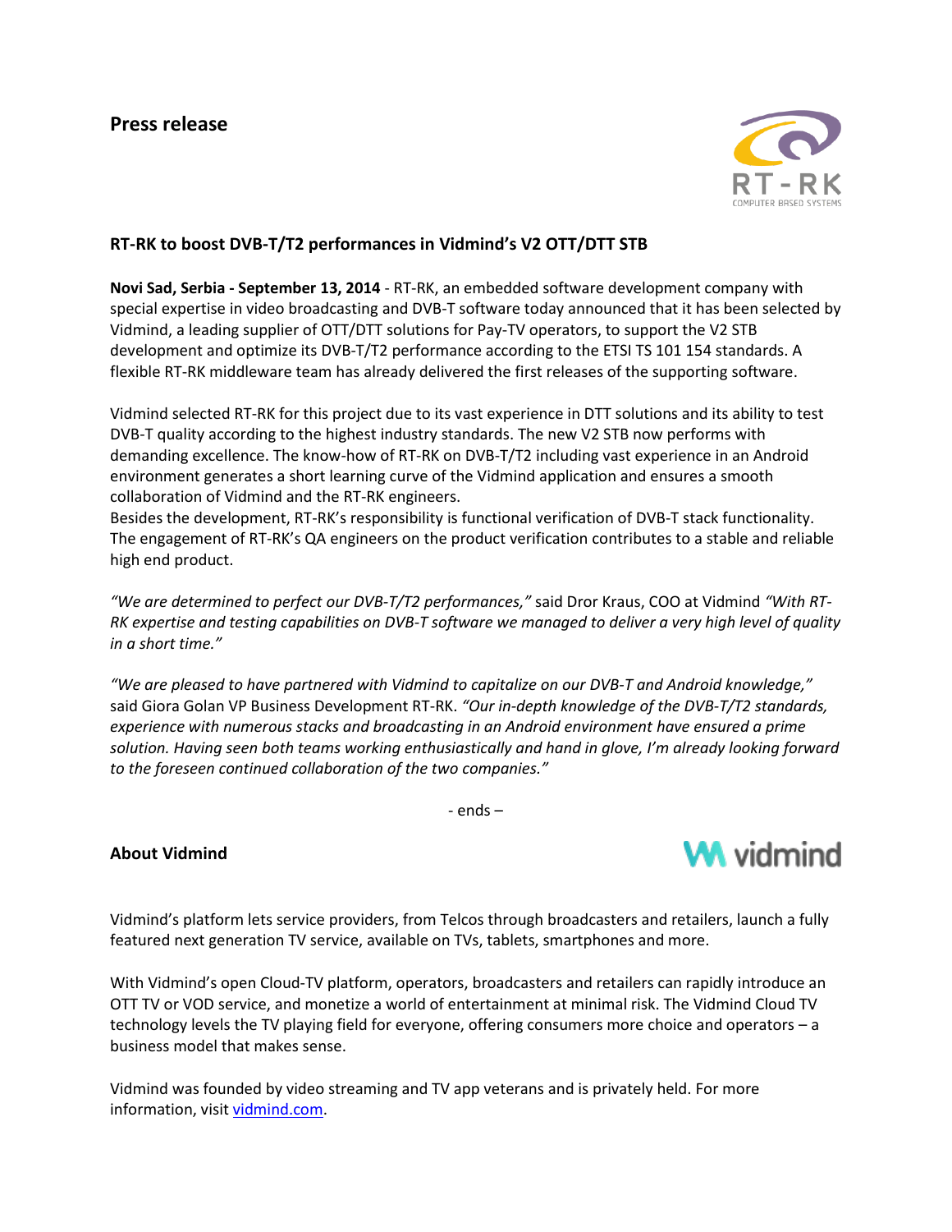# Press release

## RT-RK to boost DVB-T/T2 performances in Vidmind's V2 OTT/DTT STB

**Novi Sad, Serbia - September 13, 2014** - RT-RK, an embedded software development company with special expertise in video broadcasting and DVB-T software today announced that it has been selected by Vidmind, a leading supplier of OTT/DTT solutions for Pay-TV operators, to support the V2 STB development and optimize its DVB-T/T2 performance according to the ETSI TS 101 154 standards. A flexible RT-RK middleware team has already delivered the first releases of the supporting software.

Vidmind selected RT-RK for this project due to its vast experience in DTT solutions and its ability to test DVB-T quality according to the highest industry standards. The new V2 STB now performs with demanding excellence. The know-how of RT-RK on DVB-T/T2 including vast experience in an Android environment generates a short learning curve of the Vidmind application and ensures a smooth collaboration of Vidmind and the RT-RK engineers.

Besides the development, RT-RK's responsibility is functional verification of DVB-T stack functionality. The engagement of RT-RK's QA engineers on the product verification contributes to a stable and reliable high end product.

*"We are determined to perfect our DVB-T/T2 performances,"* said Dror Kraus, COO at Vidmind *"With RT-RK expertise and testing capabilities on DVB-T software we managed to deliver a very high level of quality in a short time."*

*"We are pleased to have partnered with Vidmind to capitalize on our DVB-T and Android knowledge,"* said Giora Golan VP Business Development RT-RK. *"Our in-depth knowledge of the DVB-T/T2 standards, experience with numerous stacks and broadcasting in an Android environment have ensured a prime solution. Having seen both teams working enthusiastically and hand in glove, I'm already looking forward to the foreseen continued collaboration of the two companies."*

- ends –

## About Vidmind

Vidmind's platform lets service providers, from Telcos through broadcasters and retailers, launch a fully featured next generation TV service, available on TVs, tablets, smartphones and more.

With Vidmind's open Cloud-TV platform, operators, broadcasters and retailers can rapidly introduce an OTT TV or VOD service, and monetize a world of entertainment at minimal risk. The Vidmind Cloud TV technology levels the TV playing field for everyone, offering consumers more choice and operators – a business model that makes sense.

Vidmind was founded by video streaming and TV app veterans and is privately held. For more information, visit [vidmind.com](vidmind.com).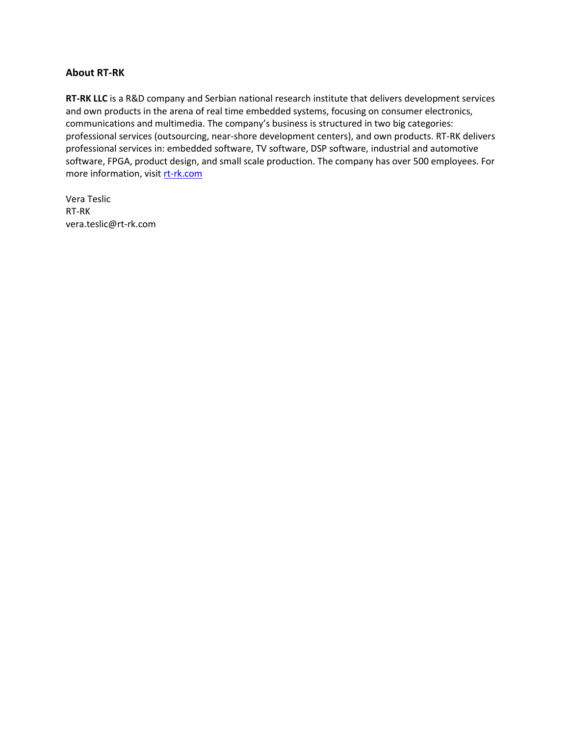### About RT-RK

**RT-RK LLC** is a R&D company and Serbian national research institute that delivers development services and own products in the arena of real time embedded systems, focusing on consumer electronics, communications and multimedia. The company's business is structured in two big categories: professional services (outsourcing, near-shore development centers), and own products. RT-RK delivers professional services in: embedded software, TV software, DSP software, industrial and automotive software, FPGA, product design, and small scale production. The company has over 500 employees. For more information, visit [rt-rk.com](rt-rk.com)

Vera Teslic
RT-RK
vera.teslic@rt-rk.com